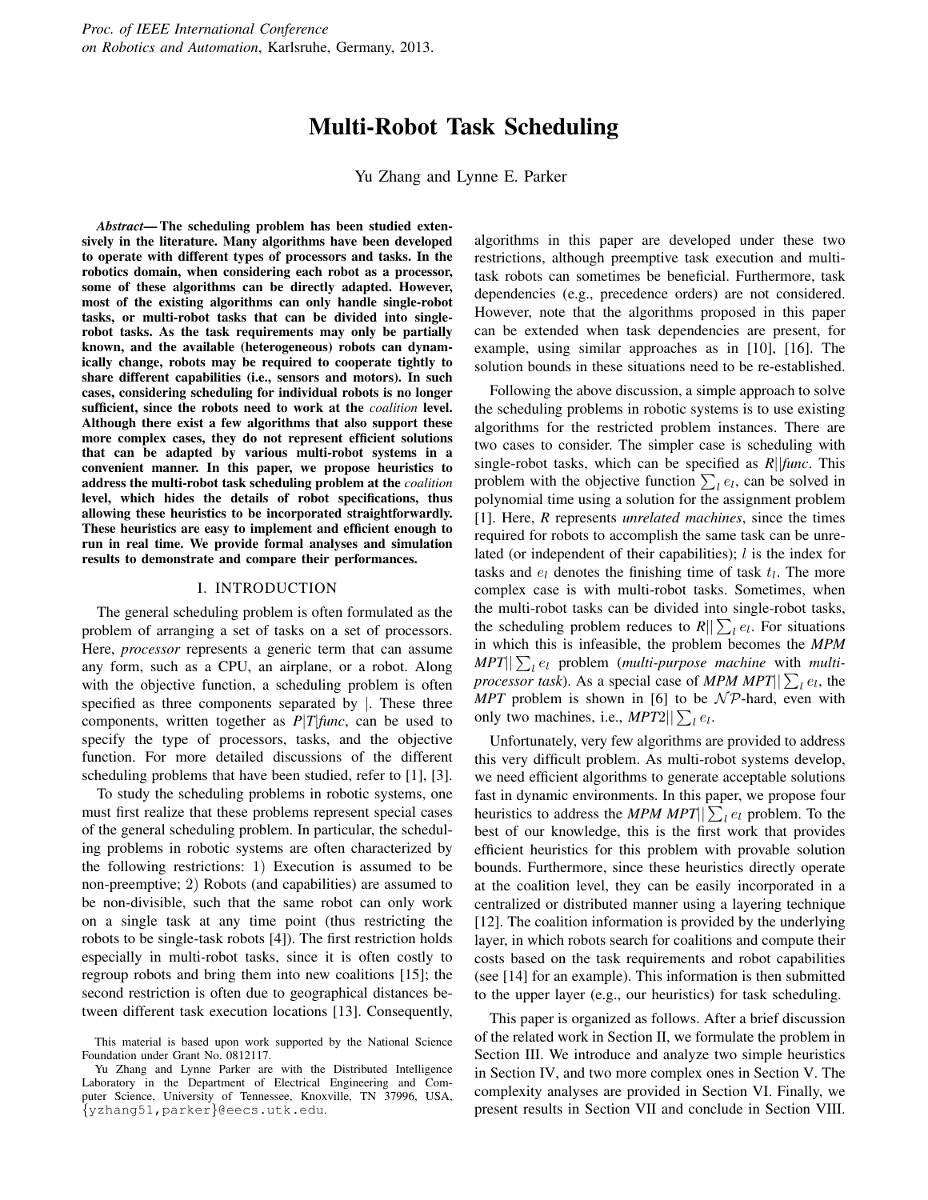*Proc. of IEEE International Conference on Robotics and Automation*, Karlsruhe, Germany, 2013.

# Multi-Robot Task Scheduling

Yu Zhang and Lynne E. Parker

***Abstract*— The scheduling problem has been studied extensively in the literature. Many algorithms have been developed to operate with different types of processors and tasks. In the robotics domain, when considering each robot as a processor, some of these algorithms can be directly adapted. However, most of the existing algorithms can only handle single-robot tasks, or multi-robot tasks that can be divided into single-robot tasks. As the task requirements may only be partially known, and the available (heterogeneous) robots can dynamically change, robots may be required to cooperate tightly to share different capabilities (i.e., sensors and motors). In such cases, considering scheduling for individual robots is no longer sufficient, since the robots need to work at the *coalition* level. Although there exist a few algorithms that also support these more complex cases, they do not represent efficient solutions that can be adapted by various multi-robot systems in a convenient manner. In this paper, we propose heuristics to address the multi-robot task scheduling problem at the *coalition* level, which hides the details of robot specifications, thus allowing these heuristics to be incorporated straightforwardly. These heuristics are easy to implement and efficient enough to run in real time. We provide formal analyses and simulation results to demonstrate and compare their performances.**

## I. INTRODUCTION

The general scheduling problem is often formulated as the problem of arranging a set of tasks on a set of processors. Here, *processor* represents a generic term that can assume any form, such as a CPU, an airplane, or a robot. Along with the objective function, a scheduling problem is often specified as three components separated by |. These three components, written together as *P*|*T*|*func*, can be used to specify the type of processors, tasks, and the objective function. For more detailed discussions of the different scheduling problems that have been studied, refer to [1], [3].

To study the scheduling problems in robotic systems, one must first realize that these problems represent special cases of the general scheduling problem. In particular, the scheduling problems in robotic systems are often characterized by the following restrictions: 1) Execution is assumed to be non-preemptive; 2) Robots (and capabilities) are assumed to be non-divisible, such that the same robot can only work on a single task at any time point (thus restricting the robots to be single-task robots [4]). The first restriction holds especially in multi-robot tasks, since it is often costly to regroup robots and bring them into new coalitions [15]; the second restriction is often due to geographical distances between different task execution locations [13]. Consequently, algorithms in this paper are developed under these two restrictions, although preemptive task execution and multi-task robots can sometimes be beneficial. Furthermore, task dependencies (e.g., precedence orders) are not considered. However, note that the algorithms proposed in this paper can be extended when task dependencies are present, for example, using similar approaches as in [10], [16]. The solution bounds in these situations need to be re-established.

Following the above discussion, a simple approach to solve the scheduling problems in robotic systems is to use existing algorithms for the restricted problem instances. There are two cases to consider. The simpler case is scheduling with single-robot tasks, which can be specified as *R*||*func*. This problem with the objective function $\sum_l e_l$, can be solved in polynomial time using a solution for the assignment problem [1]. Here, *R* represents *unrelated machines*, since the times required for robots to accomplish the same task can be unrelated (or independent of their capabilities); $l$ is the index for tasks and $e_l$ denotes the finishing time of task $t_l$. The more complex case is with multi-robot tasks. Sometimes, when the multi-robot tasks can be divided into single-robot tasks, the scheduling problem reduces to *R*||$\sum_l e_l$. For situations in which this is infeasible, the problem becomes the *MPM MPT*||$\sum_l e_l$ problem (*multi-purpose machine* with *multi-processor task*). As a special case of *MPM MPT*||$\sum_l e_l$, the *MPT* problem is shown in [6] to be $\mathcal{NP}$-hard, even with only two machines, i.e., *MPT*2||$\sum_l e_l$.

Unfortunately, very few algorithms are provided to address this very difficult problem. As multi-robot systems develop, we need efficient algorithms to generate acceptable solutions fast in dynamic environments. In this paper, we propose four heuristics to address the *MPM MPT*||$\sum_l e_l$ problem. To the best of our knowledge, this is the first work that provides efficient heuristics for this problem with provable solution bounds. Furthermore, since these heuristics directly operate at the coalition level, they can be easily incorporated in a centralized or distributed manner using a layering technique [12]. The coalition information is provided by the underlying layer, in which robots search for coalitions and compute their costs based on the task requirements and robot capabilities (see [14] for an example). This information is then submitted to the upper layer (e.g., our heuristics) for task scheduling.

This paper is organized as follows. After a brief discussion of the related work in Section II, we formulate the problem in Section III. We introduce and analyze two simple heuristics in Section IV, and two more complex ones in Section V. The complexity analyses are provided in Section VI. Finally, we present results in Section VII and conclude in Section VIII.

This material is based upon work supported by the National Science Foundation under Grant No. 0812117.

Yu Zhang and Lynne Parker are with the Distributed Intelligence Laboratory in the Department of Electrical Engineering and Computer Science, University of Tennessee, Knoxville, TN 37996, USA, {yzhang51,parker}@eecs.utk.edu.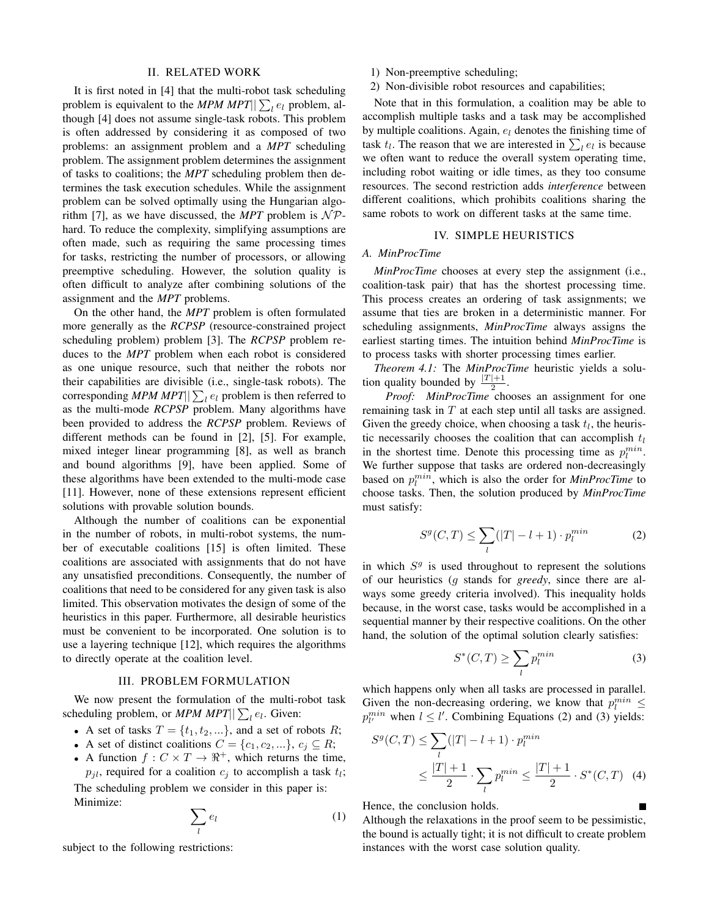## II. RELATED WORK

It is first noted in [4] that the multi-robot task scheduling problem is equivalent to the *MPM MPT*$||\sum_l e_l$ problem, although [4] does not assume single-task robots. This problem is often addressed by considering it as composed of two problems: an assignment problem and a *MPT* scheduling problem. The assignment problem determines the assignment of tasks to coalitions; the *MPT* scheduling problem then determines the task execution schedules. While the assignment problem can be solved optimally using the Hungarian algorithm [7], as we have discussed, the *MPT* problem is $\mathcal{NP}$-hard. To reduce the complexity, simplifying assumptions are often made, such as requiring the same processing times for tasks, restricting the number of processors, or allowing preemptive scheduling. However, the solution quality is often difficult to analyze after combining solutions of the assignment and the *MPT* problems.

On the other hand, the *MPT* problem is often formulated more generally as the *RCPSP* (resource-constrained project scheduling problem) problem [3]. The *RCPSP* problem reduces to the *MPT* problem when each robot is considered as one unique resource, such that neither the robots nor their capabilities are divisible (i.e., single-task robots). The corresponding *MPM MPT*$||\sum_l e_l$ problem is then referred to as the multi-mode *RCPSP* problem. Many algorithms have been provided to address the *RCPSP* problem. Reviews of different methods can be found in [2], [5]. For example, mixed integer linear programming [8], as well as branch and bound algorithms [9], have been applied. Some of these algorithms have been extended to the multi-mode case [11]. However, none of these extensions represent efficient solutions with provable solution bounds.

Although the number of coalitions can be exponential in the number of robots, in multi-robot systems, the number of executable coalitions [15] is often limited. These coalitions are associated with assignments that do not have any unsatisfied preconditions. Consequently, the number of coalitions that need to be considered for any given task is also limited. This observation motivates the design of some of the heuristics in this paper. Furthermore, all desirable heuristics must be convenient to be incorporated. One solution is to use a layering technique [12], which requires the algorithms to directly operate at the coalition level.

## III. PROBLEM FORMULATION

We now present the formulation of the multi-robot task scheduling problem, or *MPM MPT*$||\sum_l e_l$. Given:

- A set of tasks $T = \{t_1, t_2, ...\}$, and a set of robots $R$;
- A set of distinct coalitions $C = \{c_1, c_2, ...\}$, $c_j \subseteq R$;
- A function $f : C \times T \rightarrow \Re^+$, which returns the time, $p_{jl}$, required for a coalition $c_j$ to accomplish a task $t_l$;

The scheduling problem we consider in this paper is: Minimize:

$$\sum_l e_l \tag{1}$$

subject to the following restrictions:

1) Non-preemptive scheduling;
2) Non-divisible robot resources and capabilities;

Note that in this formulation, a coalition may be able to accomplish multiple tasks and a task may be accomplished by multiple coalitions. Again, $e_l$ denotes the finishing time of task $t_l$. The reason that we are interested in $\sum_l e_l$ is because we often want to reduce the overall system operating time, including robot waiting or idle times, as they too consume resources. The second restriction adds *interference* between different coalitions, which prohibits coalitions sharing the same robots to work on different tasks at the same time.

## IV. SIMPLE HEURISTICS

### A. MinProcTime

*MinProcTime* chooses at every step the assignment (i.e., coalition-task pair) that has the shortest processing time. This process creates an ordering of task assignments; we assume that ties are broken in a deterministic manner. For scheduling assignments, *MinProcTime* always assigns the earliest starting times. The intuition behind *MinProcTime* is to process tasks with shorter processing times earlier.

*Theorem 4.1:* The *MinProcTime* heuristic yields a solution quality bounded by $\frac{|T|+1}{2}$.

*Proof:* *MinProcTime* chooses an assignment for one remaining task in $T$ at each step until all tasks are assigned. Given the greedy choice, when choosing a task $t_l$, the heuristic necessarily chooses the coalition that can accomplish $t_l$ in the shortest time. Denote this processing time as $p_l^{min}$. We further suppose that tasks are ordered non-decreasingly based on $p_l^{min}$, which is also the order for *MinProcTime* to choose tasks. Then, the solution produced by *MinProcTime* must satisfy:

$$S^g(C,T) \leq \sum_l (|T| - l + 1) \cdot p_l^{min} \tag{2}$$

in which $S^g$ is used throughout to represent the solutions of our heuristics ($g$ stands for *greedy*, since there are always some greedy criteria involved). This inequality holds because, in the worst case, tasks would be accomplished in a sequential manner by their respective coalitions. On the other hand, the solution of the optimal solution clearly satisfies:

$$S^*(C,T) \geq \sum_l p_l^{min} \tag{3}$$

which happens only when all tasks are processed in parallel. Given the non-decreasing ordering, we know that $p_l^{min} \leq p_{l'}^{min}$ when $l \leq l'$. Combining Equations (2) and (3) yields:

$$\begin{aligned} S^g(C,T) &\leq \sum_l (|T| - l + 1) \cdot p_l^{min} \\ &\leq \frac{|T|+1}{2} \cdot \sum_l p_l^{min} \leq \frac{|T|+1}{2} \cdot S^*(C,T) \end{aligned} \tag{4}$$

Hence, the conclusion holds. ∎

Although the relaxations in the proof seem to be pessimistic, the bound is actually tight; it is not difficult to create problem instances with the worst case solution quality.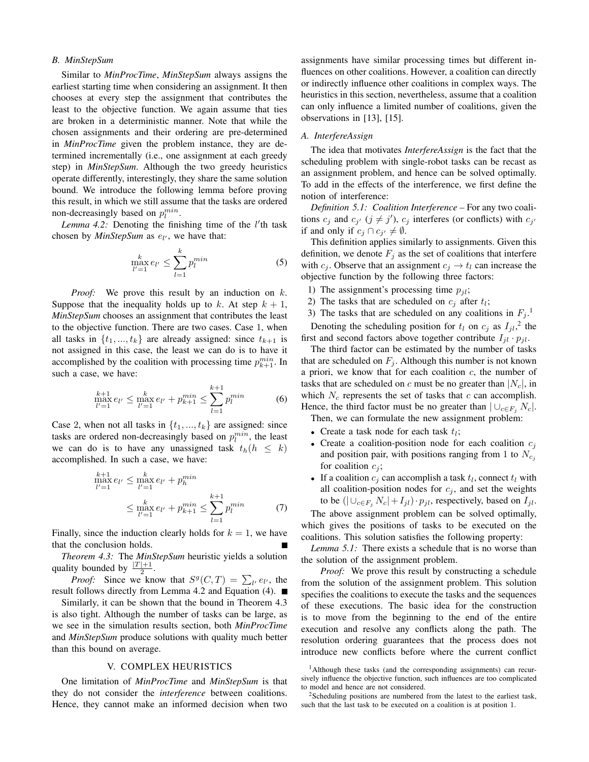### B. MinStepSum

Similar to *MinProcTime*, *MinStepSum* always assigns the earliest starting time when considering an assignment. It then chooses at every step the assignment that contributes the least to the objective function. We again assume that ties are broken in a deterministic manner. Note that while the chosen assignments and their ordering are pre-determined in *MinProcTime* given the problem instance, they are determined incrementally (i.e., one assignment at each greedy step) in *MinStepSum*. Although the two greedy heuristics operate differently, interestingly, they share the same solution bound. We introduce the following lemma before proving this result, in which we still assume that the tasks are ordered non-decreasingly based on $p_l^{min}$.

*Lemma 4.2:* Denoting the finishing time of the $l'$th task chosen by *MinStepSum* as $e_{l'}$, we have that:

$$\max_{l'=1}^{k} e_{l'} \leq \sum_{l=1}^{k} p_l^{min} \tag{5}$$

*Proof:* We prove this result by an induction on $k$. Suppose that the inequality holds up to $k$. At step $k+1$, *MinStepSum* chooses an assignment that contributes the least to the objective function. There are two cases. Case 1, when all tasks in $\{t_1, ..., t_k\}$ are already assigned: since $t_{k+1}$ is not assigned in this case, the least we can do is to have it accomplished by the coalition with processing time $p_{k+1}^{min}$. In such a case, we have:

$$\max_{l'=1}^{k+1} e_{l'} \leq \max_{l'=1}^{k} e_{l'} + p_{k+1}^{min} \leq \sum_{l=1}^{k+1} p_l^{min} \tag{6}$$

Case 2, when not all tasks in $\{t_1, ..., t_k\}$ are assigned: since tasks are ordered non-decreasingly based on $p_l^{min}$, the least we can do is to have any unassigned task $t_h (h \leq k)$ accomplished. In such a case, we have:

$$\begin{aligned}\max_{l'=1}^{k+1} e_{l'} &\leq \max_{l'=1}^{k} e_{l'} + p_h^{min} \\ &\leq \max_{l'=1}^{k} e_{l'} + p_{k+1}^{min} \leq \sum_{l=1}^{k+1} p_l^{min}\end{aligned} \tag{7}$$

Finally, since the induction clearly holds for $k = 1$, we have that the conclusion holds. ∎

*Theorem 4.3:* The *MinStepSum* heuristic yields a solution quality bounded by $\frac{|T|+1}{2}$.

*Proof:* Since we know that $S^g(C,T) = \sum_{l'} e_{l'}$, the result follows directly from Lemma 4.2 and Equation (4). ∎

Similarly, it can be shown that the bound in Theorem 4.3 is also tight. Although the number of tasks can be large, as we see in the simulation results section, both *MinProcTime* and *MinStepSum* produce solutions with quality much better than this bound on average.

## V. COMPLEX HEURISTICS

One limitation of *MinProcTime* and *MinStepSum* is that they do not consider the *interference* between coalitions. Hence, they cannot make an informed decision when two assignments have similar processing times but different influences on other coalitions. However, a coalition can directly or indirectly influence other coalitions in complex ways. The heuristics in this section, nevertheless, assume that a coalition can only influence a limited number of coalitions, given the observations in [13], [15].

### A. InterfereAssign

The idea that motivates *InterfereAssign* is the fact that the scheduling problem with single-robot tasks can be recast as an assignment problem, and hence can be solved optimally. To add in the effects of the interference, we first define the notion of interference:

*Definition 5.1: Coalition Interference* – For any two coalitions $c_j$ and $c_{j'}$ ($j \neq j'$), $c_j$ interferes (or conflicts) with $c_{j'}$ if and only if $c_j \cap c_{j'} \neq \emptyset$.

This definition applies similarly to assignments. Given this definition, we denote $F_j$ as the set of coalitions that interfere with $c_j$. Observe that an assignment $c_j \to t_l$ can increase the objective function by the following three factors:

1) The assignment's processing time $p_{jl}$;
2) The tasks that are scheduled on $c_j$ after $t_l$;
3) The tasks that are scheduled on any coalitions in $F_j$.[1]

Denoting the scheduling position for $t_l$ on $c_j$ as $I_{jl}$,[2] the first and second factors above together contribute $I_{jl} \cdot p_{jl}$.

The third factor can be estimated by the number of tasks that are scheduled on $F_j$. Although this number is not known a priori, we know that for each coalition $c$, the number of tasks that are scheduled on $c$ must be no greater than $|N_c|$, in which $N_c$ represents the set of tasks that $c$ can accomplish. Hence, the third factor must be no greater than $|\cup_{c \in F_j} N_c|$.

Then, we can formulate the new assignment problem:

- Create a task node for each task $t_l$;
- Create a coalition-position node for each coalition $c_j$ and position pair, with positions ranging from 1 to $N_{c_j}$ for coalition $c_j$;
- If a coalition $c_j$ can accomplish a task $t_l$, connect $t_l$ with all coalition-position nodes for $c_j$, and set the weights to be $(|\cup_{c \in F_j} N_c| + I_{jl}) \cdot p_{jl}$, respectively, based on $I_{jl}$.

The above assignment problem can be solved optimally, which gives the positions of tasks to be executed on the coalitions. This solution satisfies the following property:

*Lemma 5.1:* There exists a schedule that is no worse than the solution of the assignment problem.

*Proof:* We prove this result by constructing a schedule from the solution of the assignment problem. This solution specifies the coalitions to execute the tasks and the sequences of these executions. The basic idea for the construction is to move from the beginning to the end of the entire execution and resolve any conflicts along the path. The resolution ordering guarantees that the process does not introduce new conflicts before where the current conflict

[1] Although these tasks (and the corresponding assignments) can recursively influence the objective function, such influences are too complicated to model and hence are not considered.

[2] Scheduling positions are numbered from the latest to the earliest task, such that the last task to be executed on a coalition is at position 1.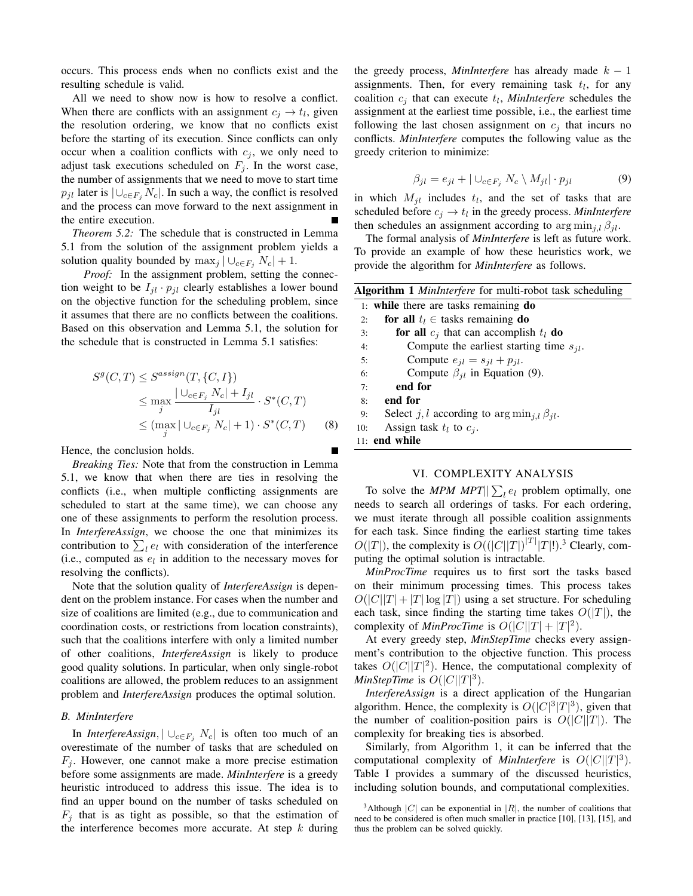occurs. This process ends when no conflicts exist and the resulting schedule is valid.

All we need to show now is how to resolve a conflict. When there are conflicts with an assignment $c_j \rightarrow t_l$, given the resolution ordering, we know that no conflicts exist before the starting of its execution. Since conflicts can only occur when a coalition conflicts with $c_j$, we only need to adjust task executions scheduled on $F_j$. In the worst case, the number of assignments that we need to move to start time $p_{jl}$ later is $|\cup_{c \in F_j} N_c|$. In such a way, the conflict is resolved and the process can move forward to the next assignment in the entire execution. ■

*Theorem 5.2:* The schedule that is constructed in Lemma 5.1 from the solution of the assignment problem yields a solution quality bounded by $\max_j |\cup_{c \in F_j} N_c| + 1$.

*Proof:* In the assignment problem, setting the connection weight to be $I_{jl} \cdot p_{jl}$ clearly establishes a lower bound on the objective function for the scheduling problem, since it assumes that there are no conflicts between the coalitions. Based on this observation and Lemma 5.1, the solution for the schedule that is constructed in Lemma 5.1 satisfies:

$$
\begin{aligned}
S^g(C,T) &\leq S^{assign}(T, \{C, I\}) \\
&\leq \max_j \frac{|\cup_{c \in F_j} N_c| + I_{jl}}{I_{jl}} \cdot S^*(C,T) \\
&\leq (\max_j |\cup_{c \in F_j} N_c| + 1) \cdot S^*(C,T) \qquad (8)
\end{aligned}
$$

Hence, the conclusion holds. ■

*Breaking Ties:* Note that from the construction in Lemma 5.1, we know that when there are ties in resolving the conflicts (i.e., when multiple conflicting assignments are scheduled to start at the same time), we can choose any one of these assignments to perform the resolution process. In *InterfereAssign*, we choose the one that minimizes its contribution to $\sum_l e_l$ with consideration of the interference (i.e., computed as $e_l$ in addition to the necessary moves for resolving the conflicts).

Note that the solution quality of *InterfereAssign* is dependent on the problem instance. For cases when the number and size of coalitions are limited (e.g., due to communication and coordination costs, or restrictions from location constraints), such that the coalitions interfere with only a limited number of other coalitions, *InterfereAssign* is likely to produce good quality solutions. In particular, when only single-robot coalitions are allowed, the problem reduces to an assignment problem and *InterfereAssign* produces the optimal solution.

### B. MinInterfere

In *InterfereAssign*, $|\cup_{c \in F_j} N_c|$ is often too much of an overestimate of the number of tasks that are scheduled on $F_j$. However, one cannot make a more precise estimation before some assignments are made. *MinInterfere* is a greedy heuristic introduced to address this issue. The idea is to find an upper bound on the number of tasks scheduled on $F_j$ that is as tight as possible, so that the estimation of the interference becomes more accurate. At step $k$ during the greedy process, *MinInterfere* has already made $k-1$ assignments. Then, for every remaining task $t_l$, for any coalition $c_j$ that can execute $t_l$, *MinInterfere* schedules the assignment at the earliest time possible, i.e., the earliest time following the last chosen assignment on $c_j$ that incurs no conflicts. *MinInterfere* computes the following value as the greedy criterion to minimize:

$$\beta_{jl} = e_{jl} + |\cup_{c \in F_j} N_c \setminus M_{jl}| \cdot p_{jl} \qquad (9)$$

in which $M_{jl}$ includes $t_l$, and the set of tasks that are scheduled before $c_j \rightarrow t_l$ in the greedy process. *MinInterfere* then schedules an assignment according to $\arg\min_{j,l} \beta_{jl}$.

The formal analysis of *MinInterfere* is left as future work. To provide an example of how these heuristics work, we provide the algorithm for *MinInterfere* as follows.

**Algorithm 1** *MinInterfere* for multi-robot task scheduling

```
1:  while there are tasks remaining do
2:    for all t_l ∈ tasks remaining do
3:      for all c_j that can accomplish t_l do
4:        Compute the earliest starting time s_jl.
5:        Compute e_jl = s_jl + p_jl.
6:        Compute β_jl in Equation (9).
7:      end for
8:    end for
9:    Select j, l according to argmin_{j,l} β_jl.
10:   Assign task t_l to c_j.
11: end while
```

## VI. COMPLEXITY ANALYSIS

To solve the *MPM MPT*$||\sum_l e_l$ problem optimally, one needs to search all orderings of tasks. For each ordering, we must iterate through all possible coalition assignments for each task. Since finding the earliest starting time takes $O(|T|)$, the complexity is $O((|C||T|)^{|T|}|T|!)$.[3] Clearly, computing the optimal solution is intractable.

*MinProcTime* requires us to first sort the tasks based on their minimum processing times. This process takes $O(|C||T| + |T|\log|T|)$ using a set structure. For scheduling each task, since finding the starting time takes $O(|T|)$, the complexity of *MinProcTime* is $O(|C||T| + |T|^2)$.

At every greedy step, *MinStepTime* checks every assignment's contribution to the objective function. This process takes $O(|C||T|^2)$. Hence, the computational complexity of *MinStepTime* is $O(|C||T|^3)$.

*InterfereAssign* is a direct application of the Hungarian algorithm. Hence, the complexity is $O(|C|^3|T|^3)$, given that the number of coalition-position pairs is $O(|C||T|)$. The complexity for breaking ties is absorbed.

Similarly, from Algorithm 1, it can be inferred that the computational complexity of *MinInterfere* is $O(|C||T|^3)$. Table I provides a summary of the discussed heuristics, including solution bounds, and computational complexities.

[3] Although $|C|$ can be exponential in $|R|$, the number of coalitions that need to be considered is often much smaller in practice [10], [13], [15], and thus the problem can be solved quickly.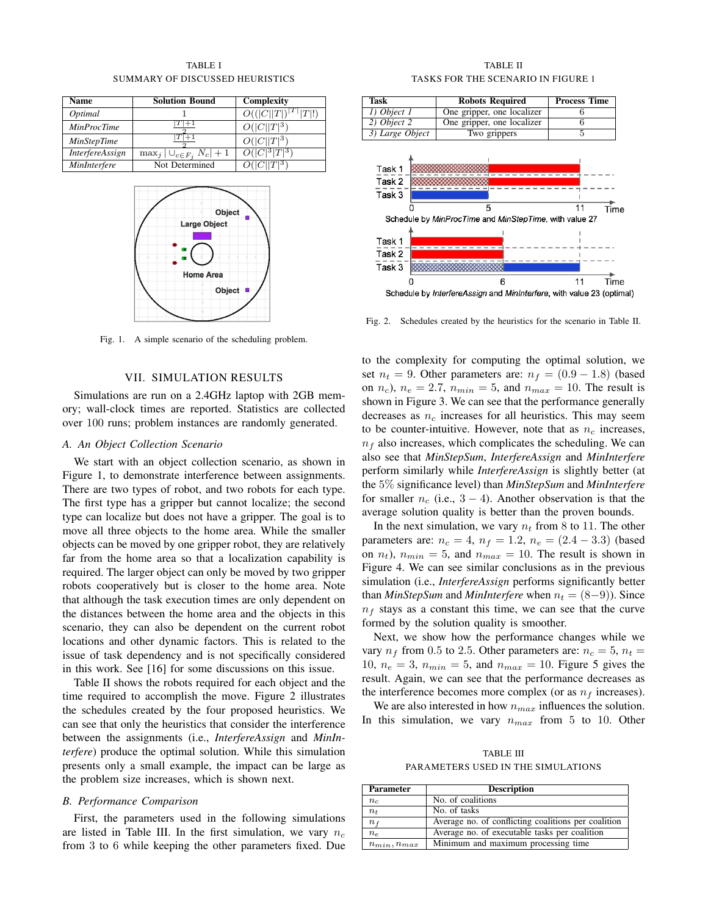TABLE I
SUMMARY OF DISCUSSED HEURISTICS

| Name | Solution Bound | Complexity |
|---|---|---|
| *Optimal* | 1 | $O((\lvert C\rvert\lvert T\rvert)^{\lvert T\rvert}\lvert T\rvert!)$ |
| *MinProcTime* | $\frac{\lvert T\rvert+1}{2}$ | $O(\lvert C\rvert\lvert T\rvert^3)$ |
| *MinStepTime* | $\frac{\lvert T\rvert+1}{2}$ | $O(\lvert C\rvert\lvert T\rvert^3)$ |
| *InterfereAssign* | $\max_j \lvert \cup_{c \in F_j} N_c \rvert + 1$ | $O(\lvert C\rvert^3\lvert T\rvert^3)$ |
| *MinInterfere* | Not Determined | $O(\lvert C\rvert\lvert T\rvert^3)$ |

Fig. 1. A simple scenario of the scheduling problem.

TABLE II
TASKS FOR THE SCENARIO IN FIGURE 1

| Task | Robots Required | Process Time |
|---|---|---|
| *1) Object 1* | One gripper, one localizer | 6 |
| *2) Object 2* | One gripper, one localizer | 6 |
| *3) Large Object* | Two grippers | 5 |

Fig. 2. Schedules created by the heuristics for the scenario in Table II.

## VII. SIMULATION RESULTS

Simulations are run on a 2.4GHz laptop with 2GB memory; wall-clock times are reported. Statistics are collected over 100 runs; problem instances are randomly generated.

### *A. An Object Collection Scenario*

We start with an object collection scenario, as shown in Figure 1, to demonstrate interference between assignments. There are two types of robot, and two robots for each type. The first type has a gripper but cannot localize; the second type can localize but does not have a gripper. The goal is to move all three objects to the home area. While the smaller objects can be moved by one gripper robot, they are relatively far from the home area so that a localization capability is required. The larger object can only be moved by two gripper robots cooperatively but is closer to the home area. Note that although the task execution times are only dependent on the distances between the home area and the objects in this scenario, they can also be dependent on the current robot locations and other dynamic factors. This is related to the issue of task dependency and is not specifically considered in this work. See [16] for some discussions on this issue.

Table II shows the robots required for each object and the time required to accomplish the move. Figure 2 illustrates the schedules created by the four proposed heuristics. We can see that only the heuristics that consider the interference between the assignments (i.e., *InterfereAssign* and *MinInterfere*) produce the optimal solution. While this simulation presents only a small example, the impact can be large as the problem size increases, which is shown next.

### *B. Performance Comparison*

First, the parameters used in the following simulations are listed in Table III. In the first simulation, we vary $n_c$ from 3 to 6 while keeping the other parameters fixed. Due to the complexity for computing the optimal solution, we set $n_t = 9$. Other parameters are: $n_f = (0.9 - 1.8)$ (based on $n_c$), $n_e = 2.7$, $n_{min} = 5$, and $n_{max} = 10$. The result is shown in Figure 3. We can see that the performance generally decreases as $n_c$ increases for all heuristics. This may seem to be counter-intuitive. However, note that as $n_c$ increases, $n_f$ also increases, which complicates the scheduling. We can also see that *MinStepSum*, *InterfereAssign* and *MinInterfere* perform similarly while *InterfereAssign* is slightly better (at the 5% significance level) than *MinStepSum* and *MinInterfere* for smaller $n_c$ (i.e., $3-4$). Another observation is that the average solution quality is better than the proven bounds.

In the next simulation, we vary $n_t$ from 8 to 11. The other parameters are: $n_c = 4$, $n_f = 1.2$, $n_e = (2.4 - 3.3)$ (based on $n_t$), $n_{min} = 5$, and $n_{max} = 10$. The result is shown in Figure 4. We can see similar conclusions as in the previous simulation (i.e., *InterfereAssign* performs significantly better than *MinStepSum* and *MinInterfere* when $n_t = (8-9)$). Since $n_f$ stays as a constant this time, we can see that the curve formed by the solution quality is smoother.

Next, we show how the performance changes while we vary $n_f$ from 0.5 to 2.5. Other parameters are: $n_c = 5$, $n_t = 10$, $n_e = 3$, $n_{min} = 5$, and $n_{max} = 10$. Figure 5 gives the result. Again, we can see that the performance decreases as the interference becomes more complex (or as $n_f$ increases).

We are also interested in how $n_{max}$ influences the solution. In this simulation, we vary $n_{max}$ from 5 to 10. Other

TABLE III
PARAMETERS USED IN THE SIMULATIONS

| Parameter | Description |
|---|---|
| $n_c$ | No. of coalitions |
| $n_t$ | No. of tasks |
| $n_f$ | Average no. of conflicting coalitions per coalition |
| $n_e$ | Average no. of executable tasks per coalition |
| $n_{min}, n_{max}$ | Minimum and maximum processing time |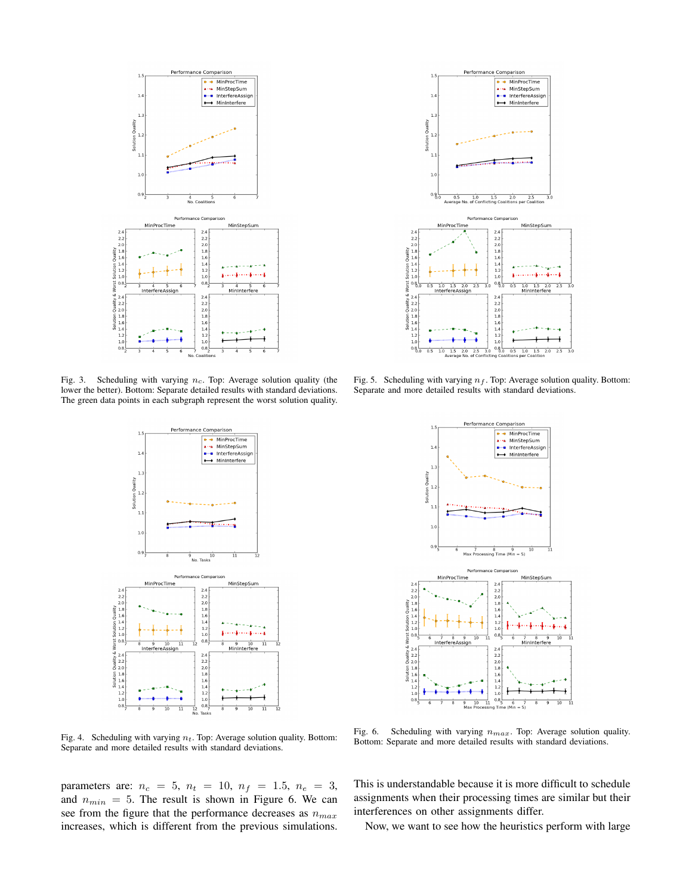Fig. 3. Scheduling with varying $n_c$. Top: Average solution quality (the lower the better). Bottom: Separate detailed results with standard deviations. The green data points in each subgraph represent the worst solution quality.

Fig. 5. Scheduling with varying $n_f$. Top: Average solution quality. Bottom: Separate and more detailed results with standard deviations.

Fig. 4. Scheduling with varying $n_t$. Top: Average solution quality. Bottom: Separate and more detailed results with standard deviations.

Fig. 6. Scheduling with varying $n_{max}$. Top: Average solution quality. Bottom: Separate and more detailed results with standard deviations.

parameters are: $n_c = 5$, $n_t = 10$, $n_f = 1.5$, $n_e = 3$, and $n_{min} = 5$. The result is shown in Figure 6. We can see from the figure that the performance decreases as $n_{max}$ increases, which is different from the previous simulations. This is understandable because it is more difficult to schedule assignments when their processing times are similar but their interferences on other assignments differ.

Now, we want to see how the heuristics perform with large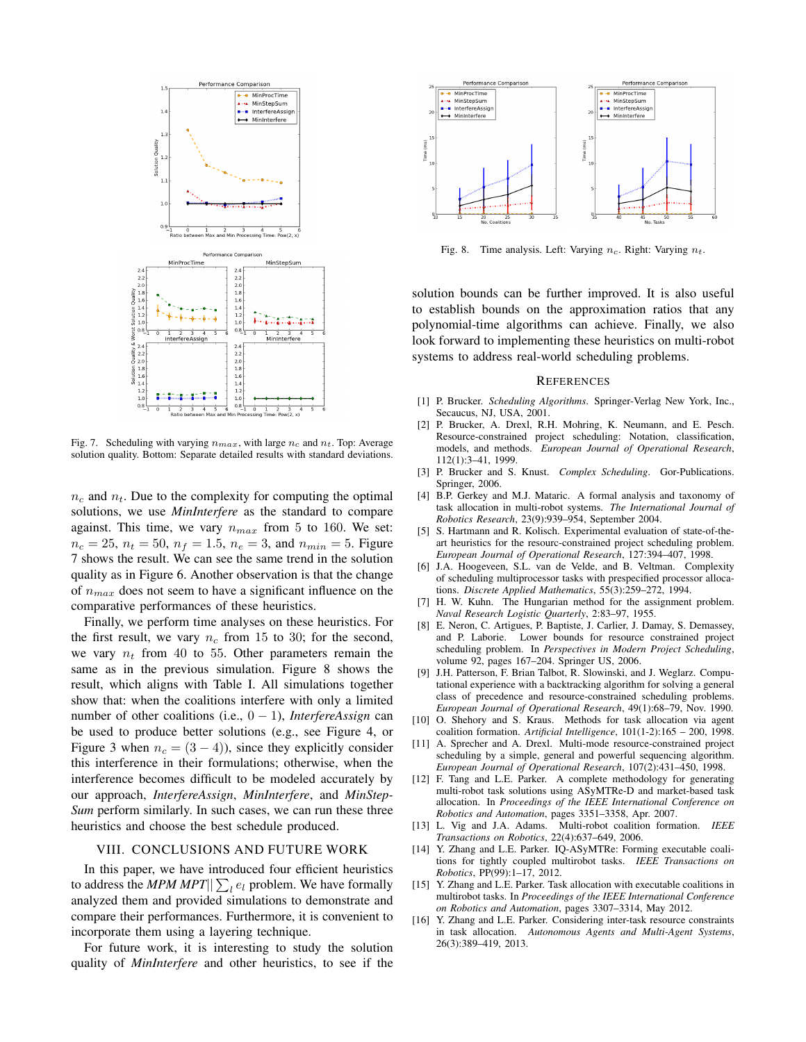Performance Comparison

MinProcTime
MinStepSum
InterfereAssign
MinInterfere

Solution Quality

Ratio between Max and Min Processing Time: Pow(2, x)

Performance Comparison

MinProcTime

MinStepSum

InterfereAssign

MinInterfere

Solution Quality & Worst Solution Quality

Ratio between Max and Min Processing Time: Pow(2, x)

Fig. 7. Scheduling with varying $n_{max}$, with large $n_c$ and $n_t$. Top: Average solution quality. Bottom: Separate detailed results with standard deviations.

Performance Comparison

MinProcTime
MinStepSum
InterfereAssign
MinInterfere

Time (ms)

No. Coalitions

Performance Comparison

MinProcTime
MinStepSum
InterfereAssign
MinInterfere

Time (ms)

No. Tasks

Fig. 8. Time analysis. Left: Varying $n_c$. Right: Varying $n_t$.

$n_c$ and $n_t$. Due to the complexity for computing the optimal solutions, we use *MinInterfere* as the standard to compare against. This time, we vary $n_{max}$ from 5 to 160. We set: $n_c = 25$, $n_t = 50$, $n_f = 1.5$, $n_e = 3$, and $n_{min} = 5$. Figure 7 shows the result. We can see the same trend in the solution quality as in Figure 6. Another observation is that the change of $n_{max}$ does not seem to have a significant influence on the comparative performances of these heuristics.

Finally, we perform time analyses on these heuristics. For the first result, we vary $n_c$ from 15 to 30; for the second, we vary $n_t$ from 40 to 55. Other parameters remain the same as in the previous simulation. Figure 8 shows the result, which aligns with Table I. All simulations together show that: when the coalitions interfere with only a limited number of other coalitions (i.e., $0 - 1$), *InterfereAssign* can be used to produce better solutions (e.g., see Figure 4, or Figure 3 when $n_c = (3 - 4)$), since they explicitly consider this interference in their formulations; otherwise, when the interference becomes difficult to be modeled accurately by our approach, *InterfereAssign*, *MinInterfere*, and *MinStepSum* perform similarly. In such cases, we can run these three heuristics and choose the best schedule produced.

## VIII. CONCLUSIONS AND FUTURE WORK

In this paper, we have introduced four efficient heuristics to address the *MPM MPT*$||\sum_l e_l$ problem. We have formally analyzed them and provided simulations to demonstrate and compare their performances. Furthermore, it is convenient to incorporate them using a layering technique.

For future work, it is interesting to study the solution quality of *MinInterfere* and other heuristics, to see if the solution bounds can be further improved. It is also useful to establish bounds on the approximation ratios that any polynomial-time algorithms can achieve. Finally, we also look forward to implementing these heuristics on multi-robot systems to address real-world scheduling problems.

## REFERENCES

[1] P. Brucker. *Scheduling Algorithms*. Springer-Verlag New York, Inc., Secaucus, NJ, USA, 2001.

[2] P. Brucker, A. Drexl, R.H. Mohring, K. Neumann, and E. Pesch. Resource-constrained project scheduling: Notation, classification, models, and methods. *European Journal of Operational Research*, 112(1):3–41, 1999.

[3] P. Brucker and S. Knust. *Complex Scheduling*. Gor-Publications. Springer, 2006.

[4] B.P. Gerkey and M.J. Mataric. A formal analysis and taxonomy of task allocation in multi-robot systems. *The International Journal of Robotics Research*, 23(9):939–954, September 2004.

[5] S. Hartmann and R. Kolisch. Experimental evaluation of state-of-the-art heuristics for the resourc-constrained project scheduling problem. *European Journal of Operational Research*, 127:394–407, 1998.

[6] J.A. Hoogeveen, S.L. van de Velde, and B. Veltman. Complexity of scheduling multiprocessor tasks with prespecified processor allocations. *Discrete Applied Mathematics*, 55(3):259–272, 1994.

[7] H. W. Kuhn. The Hungarian method for the assignment problem. *Naval Research Logistic Quarterly*, 2:83–97, 1955.

[8] E. Neron, C. Artigues, P. Baptiste, J. Carlier, J. Damay, S. Demassey, and P. Laborie. Lower bounds for resource constrained project scheduling problem. In *Perspectives in Modern Project Scheduling*, volume 92, pages 167–204. Springer US, 2006.

[9] J.H. Patterson, F. Brian Talbot, R. Slowinski, and J. Weglarz. Computational experience with a backtracking algorithm for solving a general class of precedence and resource-constrained scheduling problems. *European Journal of Operational Research*, 49(1):68–79, Nov. 1990.

[10] O. Shehory and S. Kraus. Methods for task allocation via agent coalition formation. *Artificial Intelligence*, 101(1-2):165 – 200, 1998.

[11] A. Sprecher and A. Drexl. Multi-mode resource-constrained project scheduling by a simple, general and powerful sequencing algorithm. *European Journal of Operational Research*, 107(2):431–450, 1998.

[12] F. Tang and L.E. Parker. A complete methodology for generating multi-robot task solutions using ASyMTRe-D and market-based task allocation. In *Proceedings of the IEEE International Conference on Robotics and Automation*, pages 3351–3358, Apr. 2007.

[13] L. Vig and J.A. Adams. Multi-robot coalition formation. *IEEE Transactions on Robotics*, 22(4):637–649, 2006.

[14] Y. Zhang and L.E. Parker. IQ-ASyMTRe: Forming executable coalitions for tightly coupled multirobot tasks. *IEEE Transactions on Robotics*, PP(99):1–17, 2012.

[15] Y. Zhang and L.E. Parker. Task allocation with executable coalitions in multirobot tasks. In *Proceedings of the IEEE International Conference on Robotics and Automation*, pages 3307–3314, May 2012.

[16] Y. Zhang and L.E. Parker. Considering inter-task resource constraints in task allocation. *Autonomous Agents and Multi-Agent Systems*, 26(3):389–419, 2013.